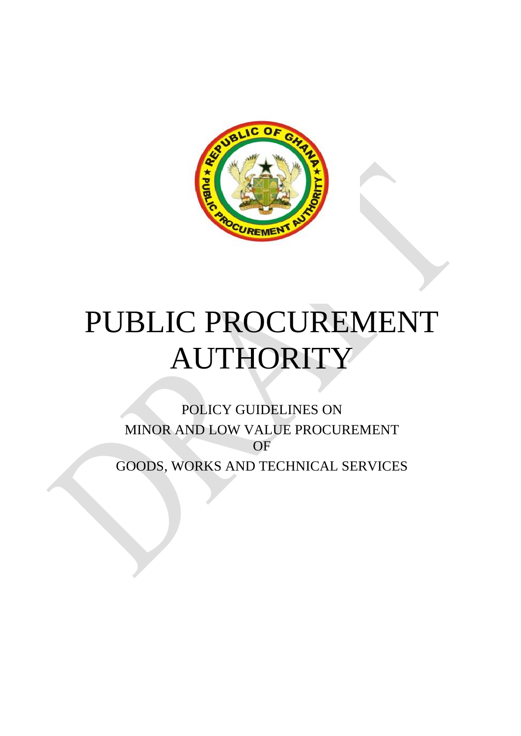# PUBLIC PROCUREMENT AUTHORITY

POLICY GUIDELINES ON
MINOR AND LOW VALUE PROCUREMENT
OF
GOODS, WORKS AND TECHNICAL SERVICES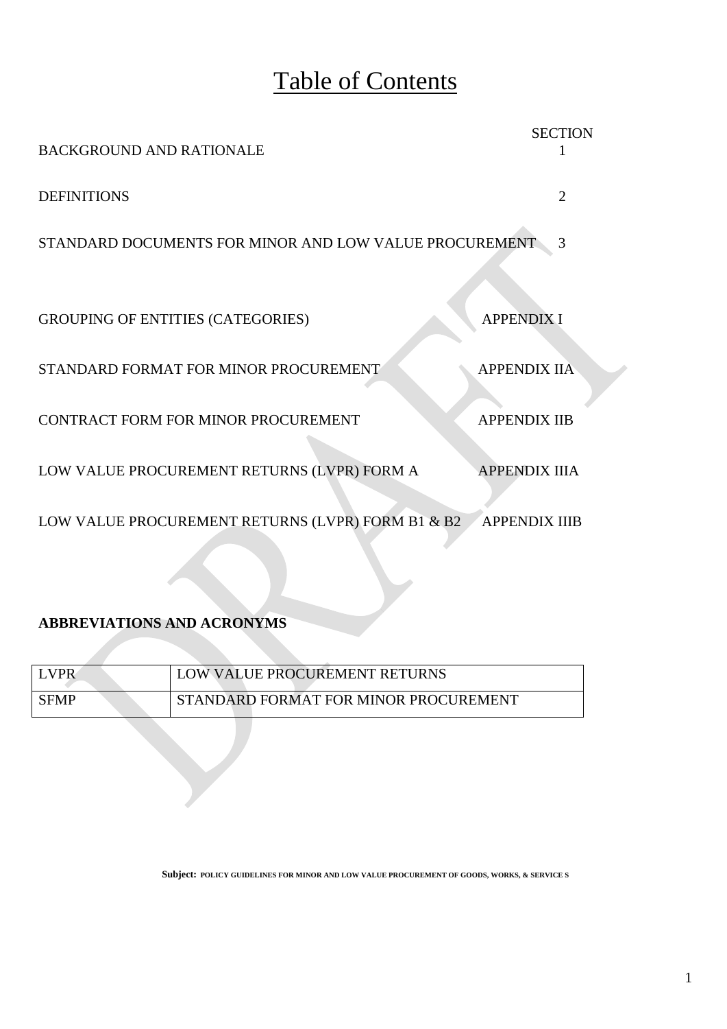# Table of Contents

| | SECTION |
|---|---|
| BACKGROUND AND RATIONALE | 1 |
| DEFINITIONS | 2 |
| STANDARD DOCUMENTS FOR MINOR AND LOW VALUE PROCUREMENT | 3 |
| GROUPING OF ENTITIES (CATEGORIES) | APPENDIX I |
| STANDARD FORMAT FOR MINOR PROCUREMENT | APPENDIX IIA |
| CONTRACT FORM FOR MINOR PROCUREMENT | APPENDIX IIB |
| LOW VALUE PROCUREMENT RETURNS (LVPR) FORM A | APPENDIX IIIA |
| LOW VALUE PROCUREMENT RETURNS (LVPR) FORM B1 & B2 | APPENDIX IIIB |

**ABBREVIATIONS AND ACRONYMS**

| | |
|---|---|
| LVPR | LOW VALUE PROCUREMENT RETURNS |
| SFMP | STANDARD FORMAT FOR MINOR PROCUREMENT |

**Subject:** POLICY GUIDELINES FOR MINOR AND LOW VALUE PROCUREMENT OF GOODS, WORKS, & SERVICE S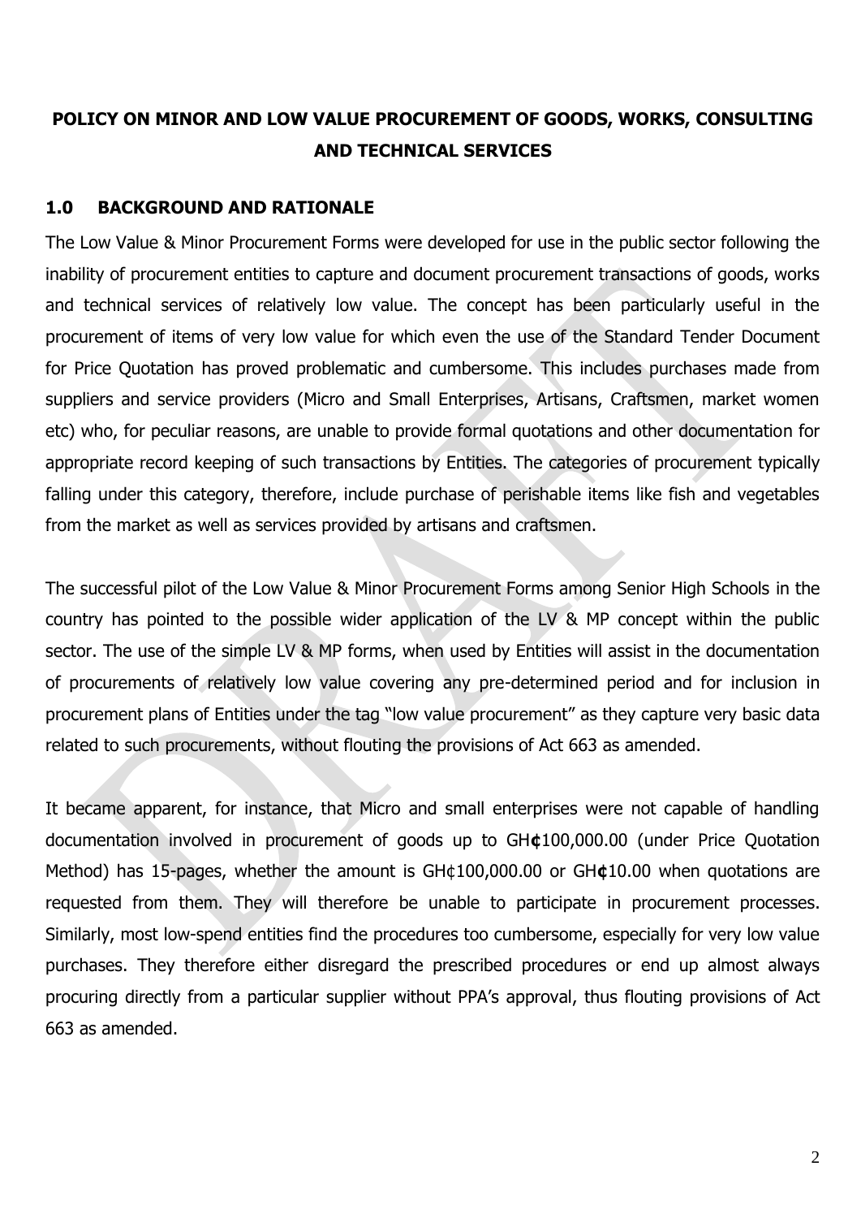# POLICY ON MINOR AND LOW VALUE PROCUREMENT OF GOODS, WORKS, CONSULTING AND TECHNICAL SERVICES

## 1.0 BACKGROUND AND RATIONALE

The Low Value & Minor Procurement Forms were developed for use in the public sector following the inability of procurement entities to capture and document procurement transactions of goods, works and technical services of relatively low value. The concept has been particularly useful in the procurement of items of very low value for which even the use of the Standard Tender Document for Price Quotation has proved problematic and cumbersome. This includes purchases made from suppliers and service providers (Micro and Small Enterprises, Artisans, Craftsmen, market women etc) who, for peculiar reasons, are unable to provide formal quotations and other documentation for appropriate record keeping of such transactions by Entities. The categories of procurement typically falling under this category, therefore, include purchase of perishable items like fish and vegetables from the market as well as services provided by artisans and craftsmen.

The successful pilot of the Low Value & Minor Procurement Forms among Senior High Schools in the country has pointed to the possible wider application of the LV & MP concept within the public sector. The use of the simple LV & MP forms, when used by Entities will assist in the documentation of procurements of relatively low value covering any pre-determined period and for inclusion in procurement plans of Entities under the tag "low value procurement" as they capture very basic data related to such procurements, without flouting the provisions of Act 663 as amended.

It became apparent, for instance, that Micro and small enterprises were not capable of handling documentation involved in procurement of goods up to GH**¢**100,000.00 (under Price Quotation Method) has 15-pages, whether the amount is GH¢100,000.00 or GH**¢**10.00 when quotations are requested from them. They will therefore be unable to participate in procurement processes. Similarly, most low-spend entities find the procedures too cumbersome, especially for very low value purchases. They therefore either disregard the prescribed procedures or end up almost always procuring directly from a particular supplier without PPA's approval, thus flouting provisions of Act 663 as amended.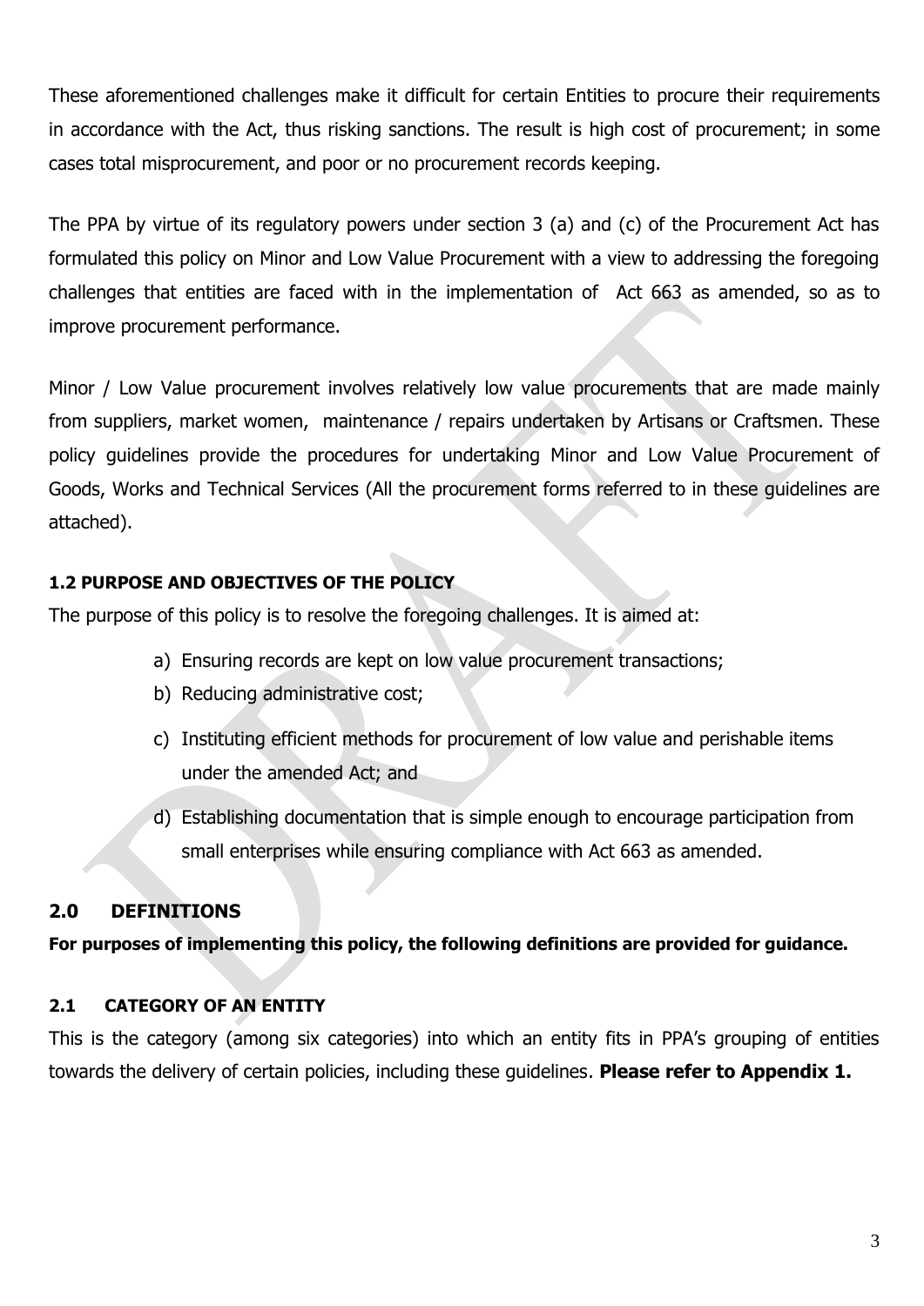These aforementioned challenges make it difficult for certain Entities to procure their requirements in accordance with the Act, thus risking sanctions. The result is high cost of procurement; in some cases total misprocurement, and poor or no procurement records keeping.

The PPA by virtue of its regulatory powers under section 3 (a) and (c) of the Procurement Act has formulated this policy on Minor and Low Value Procurement with a view to addressing the foregoing challenges that entities are faced with in the implementation of Act 663 as amended, so as to improve procurement performance.

Minor / Low Value procurement involves relatively low value procurements that are made mainly from suppliers, market women, maintenance / repairs undertaken by Artisans or Craftsmen. These policy guidelines provide the procedures for undertaking Minor and Low Value Procurement of Goods, Works and Technical Services (All the procurement forms referred to in these guidelines are attached).

#### 1.2 PURPOSE AND OBJECTIVES OF THE POLICY

The purpose of this policy is to resolve the foregoing challenges. It is aimed at:

a) Ensuring records are kept on low value procurement transactions;
b) Reducing administrative cost;
c) Instituting efficient methods for procurement of low value and perishable items under the amended Act; and
d) Establishing documentation that is simple enough to encourage participation from small enterprises while ensuring compliance with Act 663 as amended.

## 2.0 DEFINITIONS

**For purposes of implementing this policy, the following definitions are provided for guidance.**

#### 2.1 CATEGORY OF AN ENTITY

This is the category (among six categories) into which an entity fits in PPA's grouping of entities towards the delivery of certain policies, including these guidelines. **Please refer to Appendix 1.**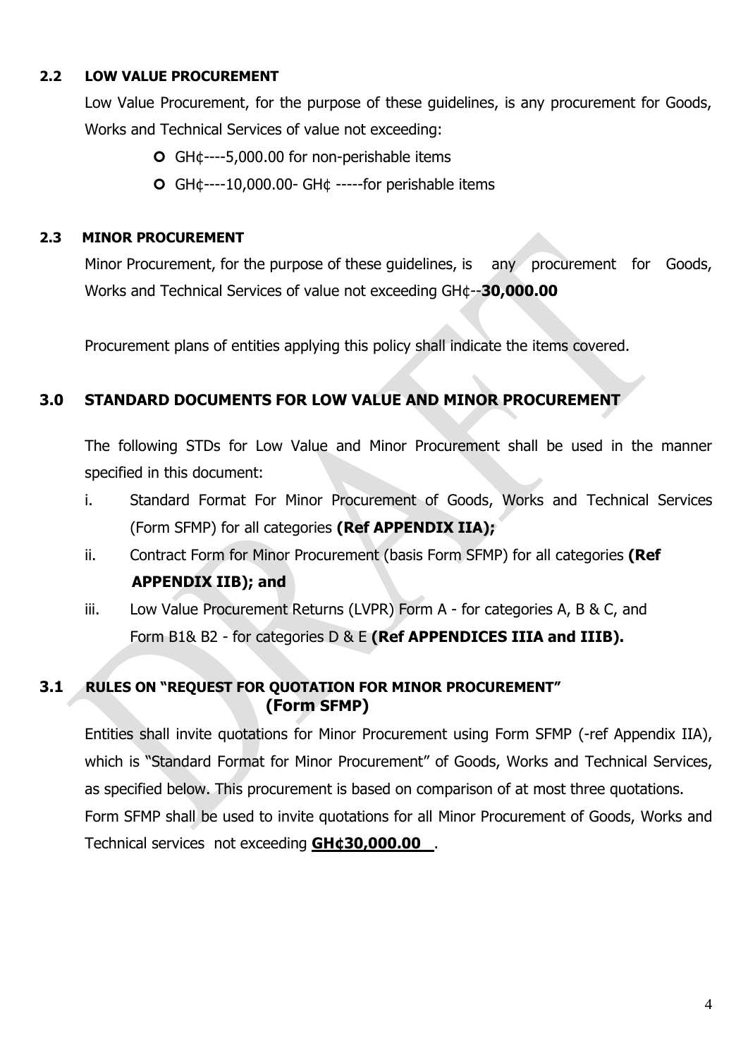## 2.2 LOW VALUE PROCUREMENT

Low Value Procurement, for the purpose of these guidelines, is any procurement for Goods, Works and Technical Services of value not exceeding:

- GH¢----5,000.00 for non-perishable items
- GH¢----10,000.00- GH¢ -----for perishable items

## 2.3 MINOR PROCUREMENT

Minor Procurement, for the purpose of these guidelines, is any procurement for Goods, Works and Technical Services of value not exceeding GH¢--**30,000.00**

Procurement plans of entities applying this policy shall indicate the items covered.

# 3.0 STANDARD DOCUMENTS FOR LOW VALUE AND MINOR PROCUREMENT

The following STDs for Low Value and Minor Procurement shall be used in the manner specified in this document:

i. Standard Format For Minor Procurement of Goods, Works and Technical Services (Form SFMP) for all categories **(Ref APPENDIX IIA);**

ii. Contract Form for Minor Procurement (basis Form SFMP) for all categories **(Ref APPENDIX IIB); and**

iii. Low Value Procurement Returns (LVPR) Form A - for categories A, B & C, and Form B1& B2 - for categories D & E **(Ref APPENDICES IIIA and IIIB).**

## 3.1 RULES ON "REQUEST FOR QUOTATION FOR MINOR PROCUREMENT" (Form SFMP)

Entities shall invite quotations for Minor Procurement using Form SFMP (-ref Appendix IIA), which is "Standard Format for Minor Procurement" of Goods, Works and Technical Services, as specified below. This procurement is based on comparison of at most three quotations.

Form SFMP shall be used to invite quotations for all Minor Procurement of Goods, Works and Technical services not exceeding **GH¢30,000.00** .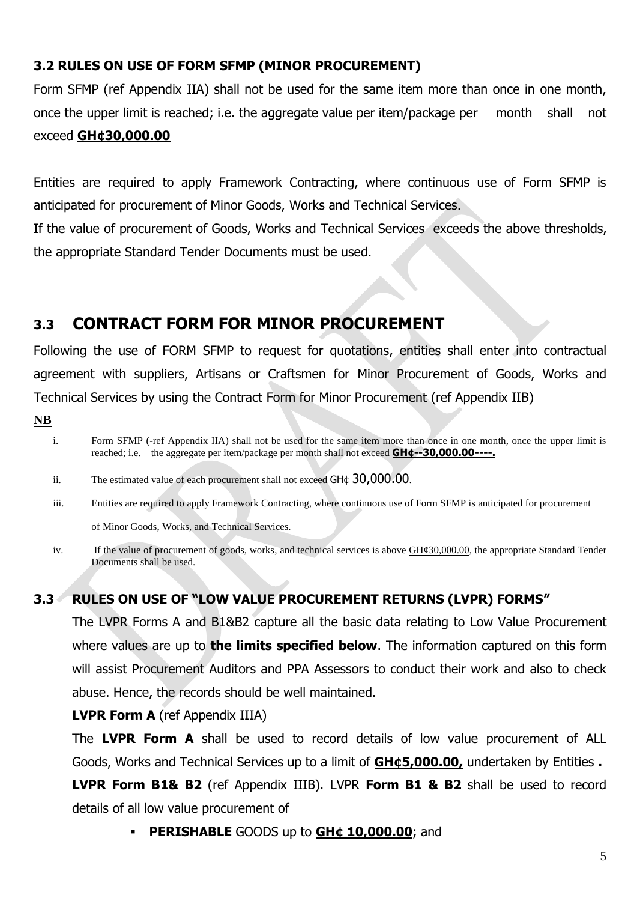### 3.2 RULES ON USE OF FORM SFMP (MINOR PROCUREMENT)

Form SFMP (ref Appendix IIA) shall not be used for the same item more than once in one month, once the upper limit is reached; i.e. the aggregate value per item/package per month shall not exceed **GH¢30,000.00**

Entities are required to apply Framework Contracting, where continuous use of Form SFMP is anticipated for procurement of Minor Goods, Works and Technical Services.

If the value of procurement of Goods, Works and Technical Services exceeds the above thresholds, the appropriate Standard Tender Documents must be used.

## 3.3 CONTRACT FORM FOR MINOR PROCUREMENT

Following the use of FORM SFMP to request for quotations, entities shall enter into contractual agreement with suppliers, Artisans or Craftsmen for Minor Procurement of Goods, Works and Technical Services by using the Contract Form for Minor Procurement (ref Appendix IIB)

**NB**

i. Form SFMP (-ref Appendix IIA) shall not be used for the same item more than once in one month, once the upper limit is reached; i.e. the aggregate per item/package per month shall not exceed **GH¢--30,000.00----.**

ii. The estimated value of each procurement shall not exceed GH¢ 30,000.00.

iii. Entities are required to apply Framework Contracting, where continuous use of Form SFMP is anticipated for procurement of Minor Goods, Works, and Technical Services.

iv. If the value of procurement of goods, works, and technical services is above GH¢30,000.00, the appropriate Standard Tender Documents shall be used.

### 3.3 RULES ON USE OF "LOW VALUE PROCUREMENT RETURNS (LVPR) FORMS"

The LVPR Forms A and B1&B2 capture all the basic data relating to Low Value Procurement where values are up to **the limits specified below**. The information captured on this form will assist Procurement Auditors and PPA Assessors to conduct their work and also to check abuse. Hence, the records should be well maintained.

**LVPR Form A** (ref Appendix IIIA)

The **LVPR Form A** shall be used to record details of low value procurement of ALL Goods, Works and Technical Services up to a limit of **GH¢5,000.00,** undertaken by Entities **.**

**LVPR Form B1& B2** (ref Appendix IIIB). LVPR **Form B1 & B2** shall be used to record details of all low value procurement of

- **PERISHABLE** GOODS up to **GH¢ 10,000.00**; and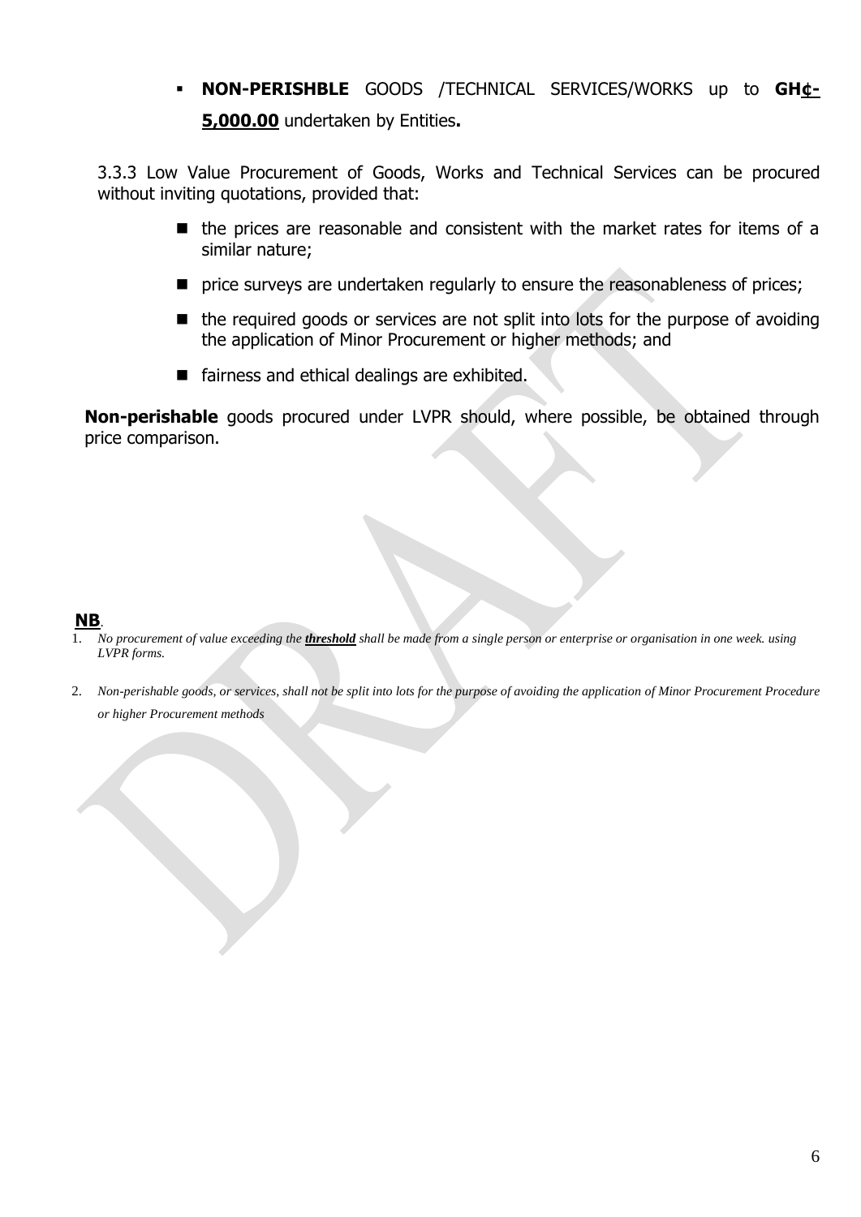- **NON-PERISHBLE** GOODS /TECHNICAL SERVICES/WORKS up to **GH¢-5,000.00** undertaken by Entities**.**

3.3.3 Low Value Procurement of Goods, Works and Technical Services can be procured without inviting quotations, provided that:

- the prices are reasonable and consistent with the market rates for items of a similar nature;
- price surveys are undertaken regularly to ensure the reasonableness of prices;
- the required goods or services are not split into lots for the purpose of avoiding the application of Minor Procurement or higher methods; and
- fairness and ethical dealings are exhibited.

**Non-perishable** goods procured under LVPR should, where possible, be obtained through price comparison.

**NB**.

1. *No procurement of value exceeding the **threshold** shall be made from a single person or enterprise or organisation in one week. using LVPR forms.*
2. *Non-perishable goods, or services, shall not be split into lots for the purpose of avoiding the application of Minor Procurement Procedure or higher Procurement methods*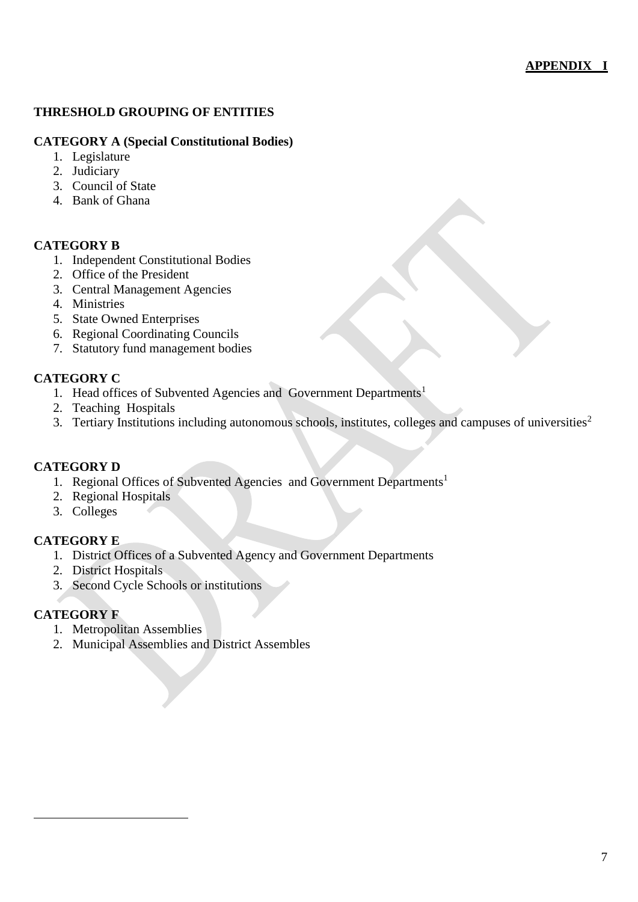**APPENDIX I**

## THRESHOLD GROUPING OF ENTITIES

### CATEGORY A (Special Constitutional Bodies)

1. Legislature
2. Judiciary
3. Council of State
4. Bank of Ghana

### CATEGORY B

1. Independent Constitutional Bodies
2. Office of the President
3. Central Management Agencies
4. Ministries
5. State Owned Enterprises
6. Regional Coordinating Councils
7. Statutory fund management bodies

### CATEGORY C

1. Head offices of Subvented Agencies and Government Departments[1]
2. Teaching Hospitals
3. Tertiary Institutions including autonomous schools, institutes, colleges and campuses of universities[2]

### CATEGORY D

1. Regional Offices of Subvented Agencies and Government Departments[1]
2. Regional Hospitals
3. Colleges

### CATEGORY E

1. District Offices of a Subvented Agency and Government Departments
2. District Hospitals
3. Second Cycle Schools or institutions

### CATEGORY F

1. Metropolitan Assemblies
2. Municipal Assemblies and District Assembles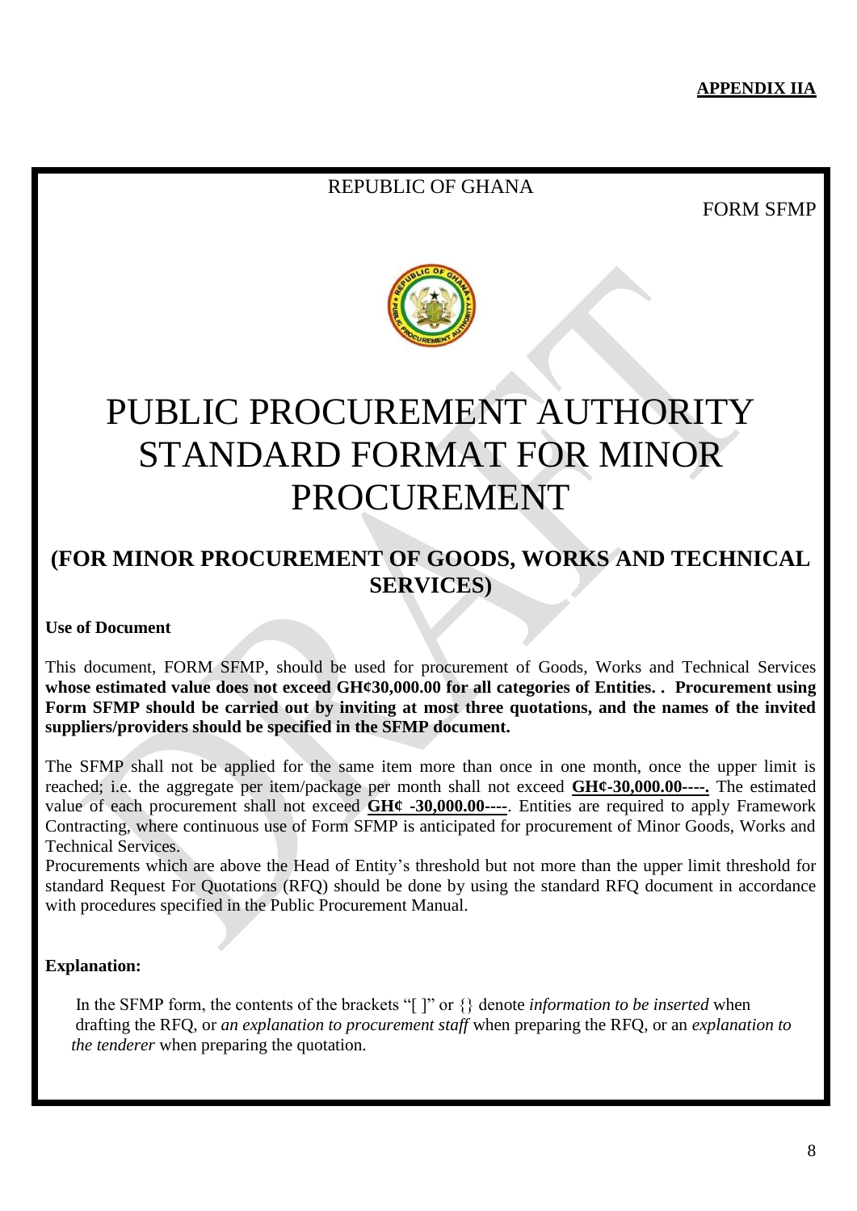**APPENDIX IIA**

REPUBLIC OF GHANA

FORM SFMP

# PUBLIC PROCUREMENT AUTHORITY STANDARD FORMAT FOR MINOR PROCUREMENT

## (FOR MINOR PROCUREMENT OF GOODS, WORKS AND TECHNICAL SERVICES)

**Use of Document**

This document, FORM SFMP, should be used for procurement of Goods, Works and Technical Services **whose estimated value does not exceed GH¢30,000.00 for all categories of Entities. . Procurement using Form SFMP should be carried out by inviting at most three quotations, and the names of the invited suppliers/providers should be specified in the SFMP document.**

The SFMP shall not be applied for the same item more than once in one month, once the upper limit is reached; i.e. the aggregate per item/package per month shall not exceed **GH¢-30,000.00----.** The estimated value of each procurement shall not exceed **GH¢ -30,000.00----**. Entities are required to apply Framework Contracting, where continuous use of Form SFMP is anticipated for procurement of Minor Goods, Works and Technical Services.

Procurements which are above the Head of Entity's threshold but not more than the upper limit threshold for standard Request For Quotations (RFQ) should be done by using the standard RFQ document in accordance with procedures specified in the Public Procurement Manual.

**Explanation:**

In the SFMP form, the contents of the brackets "[ ]" or {} denote *information to be inserted* when drafting the RFQ, or *an explanation to procurement staff* when preparing the RFQ, or an *explanation to the tenderer* when preparing the quotation.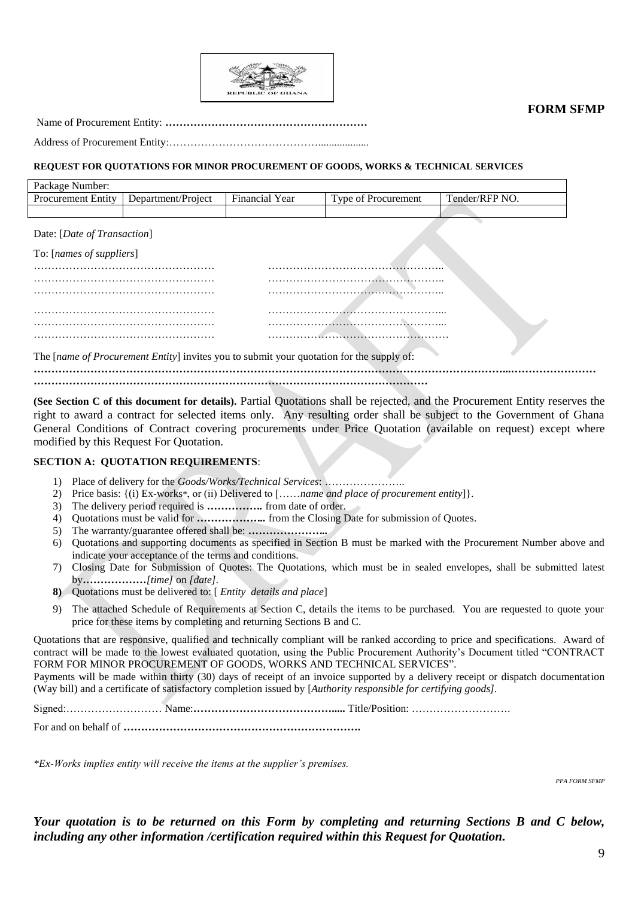**FORM SFMP**

Name of Procurement Entity: **…………………………………………………**

Address of Procurement Entity:……………………………………..................

**REQUEST FOR QUOTATIONS FOR MINOR PROCUREMENT OF GOODS, WORKS & TECHNICAL SERVICES**

| Package Number: | | | | |
|---|---|---|---|---|
| Procurement Entity | Department/Project | Financial Year | Type of Procurement | Tender/RFP NO. |
| | | | | |

Date: [*Date of Transaction*]

To: [*names of suppliers*]

…………………………………………… ………………………………………….

…………………………………………… ………………………………………….

…………………………………………… ………………………………………….

…………………………………………… ………………………………………….

…………………………………………… ………………………………………….

…………………………………………… ………………………………………….

The [*name of Procurement Entity*] invites you to submit your quotation for the supply of:

**…………………………………………………………………………………………………………………………………………**
**………………………………………………………………………………………………**

**(See Section C of this document for details).** Partial Quotations shall be rejected, and the Procurement Entity reserves the right to award a contract for selected items only. Any resulting order shall be subject to the Government of Ghana General Conditions of Contract covering procurements under Price Quotation (available on request) except where modified by this Request For Quotation.

**SECTION A: QUOTATION REQUIREMENTS**:

1) Place of delivery for the *Goods/Works/Technical Services*: …………………..
2) Price basis: {(i) Ex-works*, or (ii) Delivered to [……*name and place of procurement entity*]}.
3) The delivery period required is **……………..** from date of order.
4) Quotations must be valid for **………………..** from the Closing Date for submission of Quotes.
5) The warranty/guarantee offered shall be: **…………………..**
6) Quotations and supporting documents as specified in Section B must be marked with the Procurement Number above and indicate your acceptance of the terms and conditions.
7) Closing Date for Submission of Quotes: The Quotations, which must be in sealed envelopes, shall be submitted latest by**………………***[time]* on *[date]*.
8) Quotations must be delivered to: [ *Entity details and place*]
9) The attached Schedule of Requirements at Section C, details the items to be purchased. You are requested to quote your price for these items by completing and returning Sections B and C.

Quotations that are responsive, qualified and technically compliant will be ranked according to price and specifications. Award of contract will be made to the lowest evaluated quotation, using the Public Procurement Authority's Document titled "CONTRACT FORM FOR MINOR PROCUREMENT OF GOODS, WORKS AND TECHNICAL SERVICES".

Payments will be made within thirty (30) days of receipt of an invoice supported by a delivery receipt or dispatch documentation (Way bill) and a certificate of satisfactory completion issued by [*Authority responsible for certifying goods]*.

Signed:……………………… Name:**…………………………………....** Title/Position: ……………………….

For and on behalf of **…………………………………………………………**

*\*Ex-Works implies entity will receive the items at the supplier's premises.*

*PPA FORM SFMP*

***Your quotation is to be returned on this Form by completing and returning Sections B and C below, including any other information /certification required within this Request for Quotation.***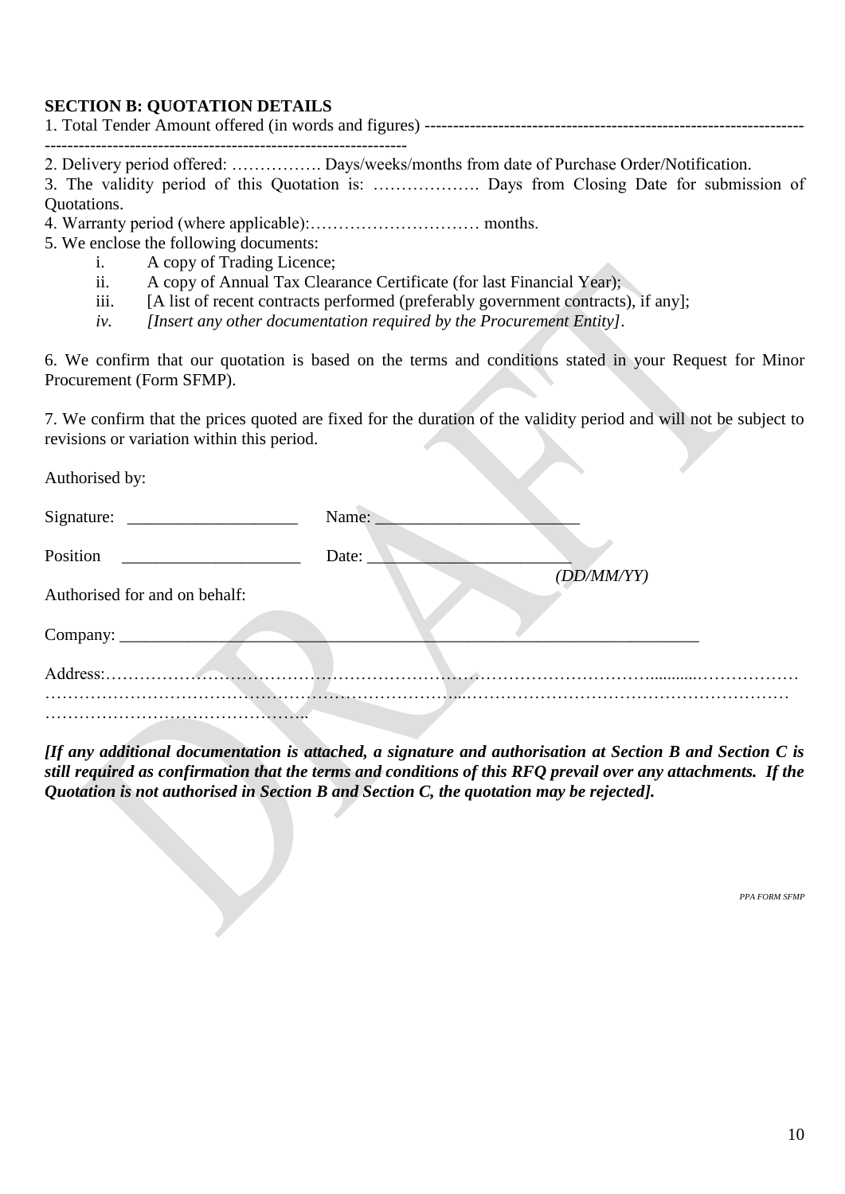**SECTION B: QUOTATION DETAILS**

1. Total Tender Amount offered (in words and figures) ------------------------------------------------------------------ --------------------------------------------------------------
2. Delivery period offered: ……………. Days/weeks/months from date of Purchase Order/Notification.
3. The validity period of this Quotation is: ………………. Days from Closing Date for submission of Quotations.
4. Warranty period (where applicable):………………………… months.
5. We enclose the following documents:
   i. A copy of Trading Licence;
   ii. A copy of Annual Tax Clearance Certificate (for last Financial Year);
   iii. [A list of recent contracts performed (preferably government contracts), if any];
   *iv. [Insert any other documentation required by the Procurement Entity]*.

6. We confirm that our quotation is based on the terms and conditions stated in your Request for Minor Procurement (Form SFMP).

7. We confirm that the prices quoted are fixed for the duration of the validity period and will not be subject to revisions or variation within this period.

Authorised by:

Signature: ____________________ Name: ________________________

Position ____________________ Date: ________________________
*(DD/MM/YY)*

Authorised for and on behalf:

Company: ______________________________________________________________________

Address:……………………………………………………………………………………………………………………………………………………………………………………………………………………………………………..

***[If any additional documentation is attached, a signature and authorisation at Section B and Section C is still required as confirmation that the terms and conditions of this RFQ prevail over any attachments. If the Quotation is not authorised in Section B and Section C, the quotation may be rejected].***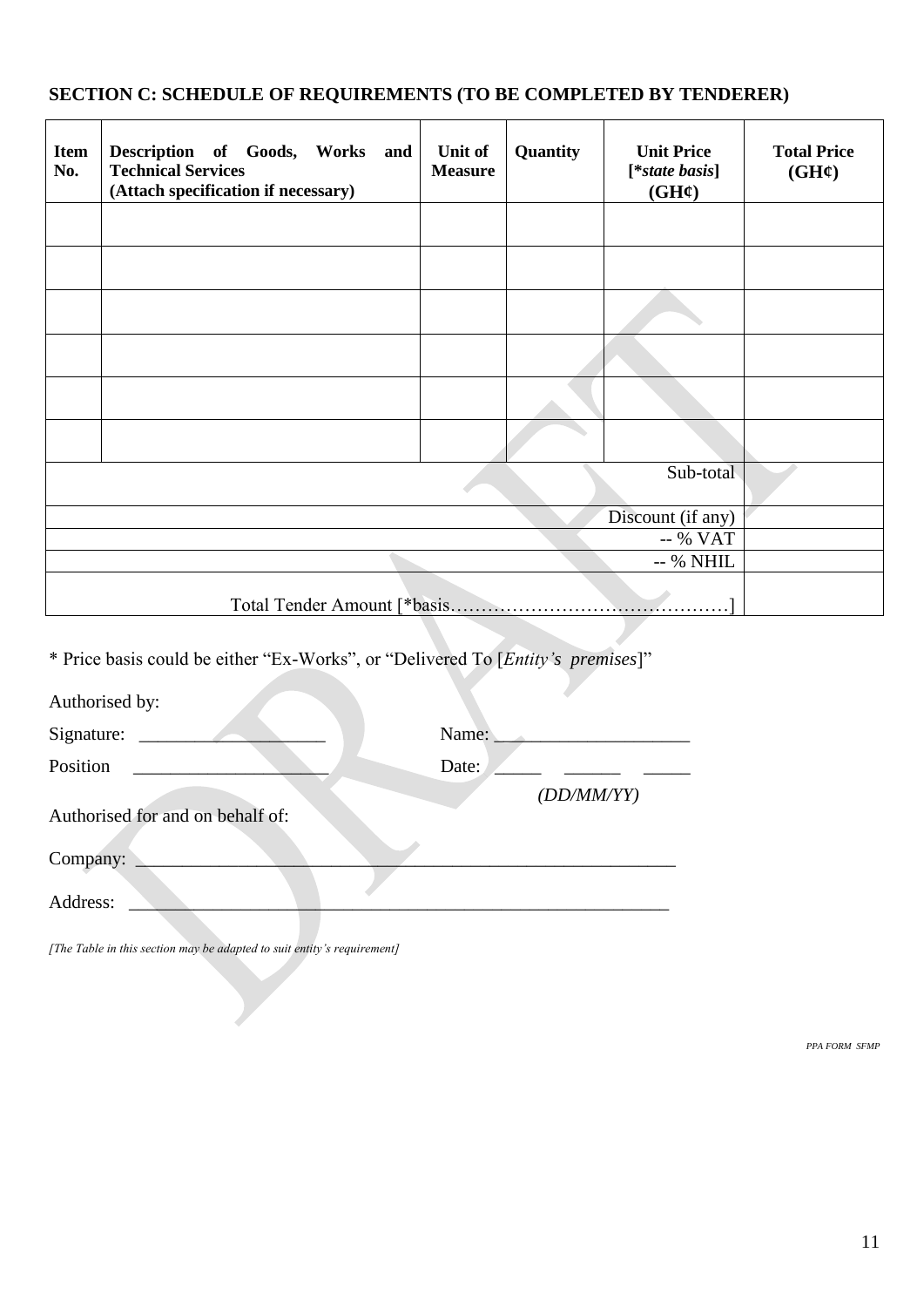**SECTION C: SCHEDULE OF REQUIREMENTS (TO BE COMPLETED BY TENDERER)**

| Item No. | Description of Goods, Works and Technical Services (Attach specification if necessary) | Unit of Measure | Quantity | Unit Price [**state basis*] (GH¢) | Total Price (GH¢) |
|---|---|---|---|---|---|
| | | | | | |
| | | | | | |
| | | | | | |
| | | | | | |
| | | | | | |
| | | | | | |
| | | | | Sub-total | |
| | | | | Discount (if any) | |
| | | | | -- % VAT | |
| | | | | -- % NHIL | |
| | | | | Total Tender Amount [*basis………………………………………] | |

\* Price basis could be either "Ex-Works", or "Delivered To [*Entity's premises*]"

Authorised by:

Signature: ____________________ Name: _____________________

Position _____________________ Date: _____ ______ _____

*(DD/MM/YY)*

Authorised for and on behalf of:

Company: ___________________________________________________________

Address: ___________________________________________________________

*[The Table in this section may be adapted to suit entity's requirement]*

*PPA FORM SFMP*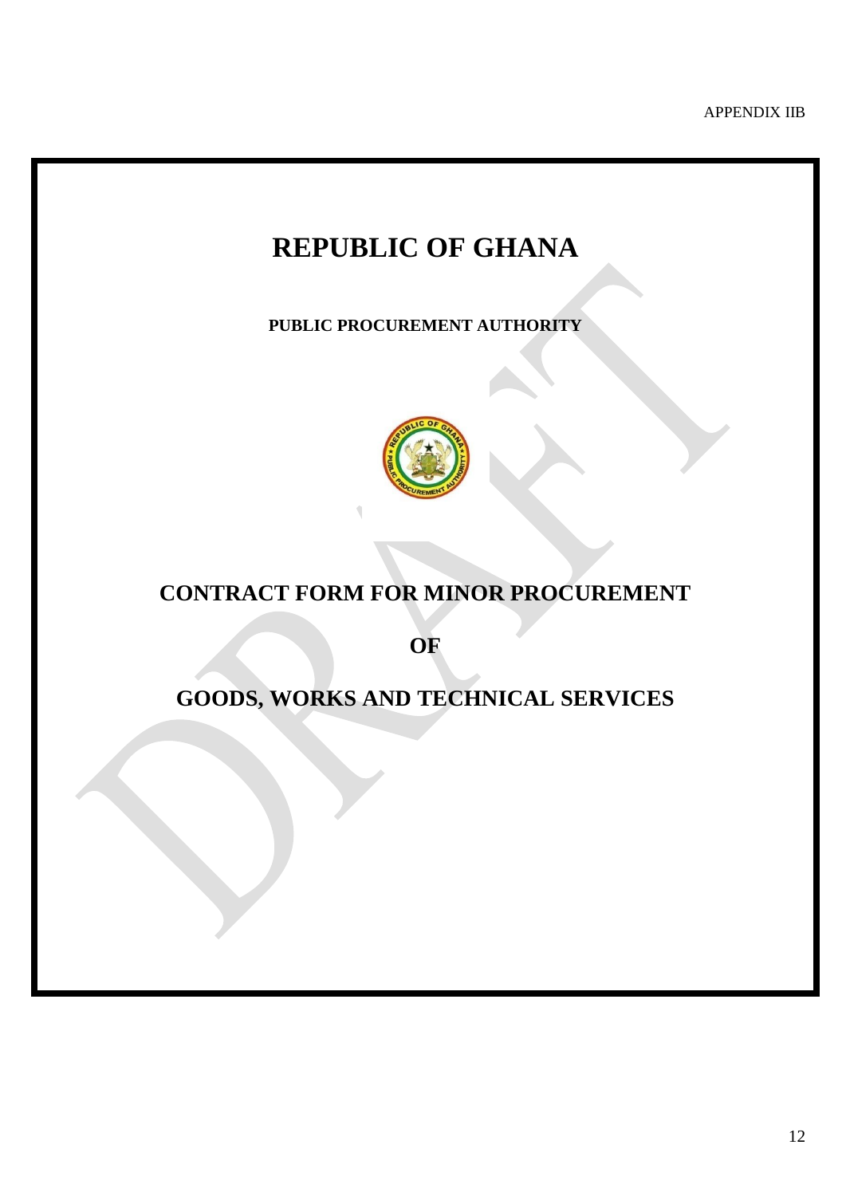APPENDIX IIB

# REPUBLIC OF GHANA

**PUBLIC PROCUREMENT AUTHORITY**

# CONTRACT FORM FOR MINOR PROCUREMENT

# OF

# GOODS, WORKS AND TECHNICAL SERVICES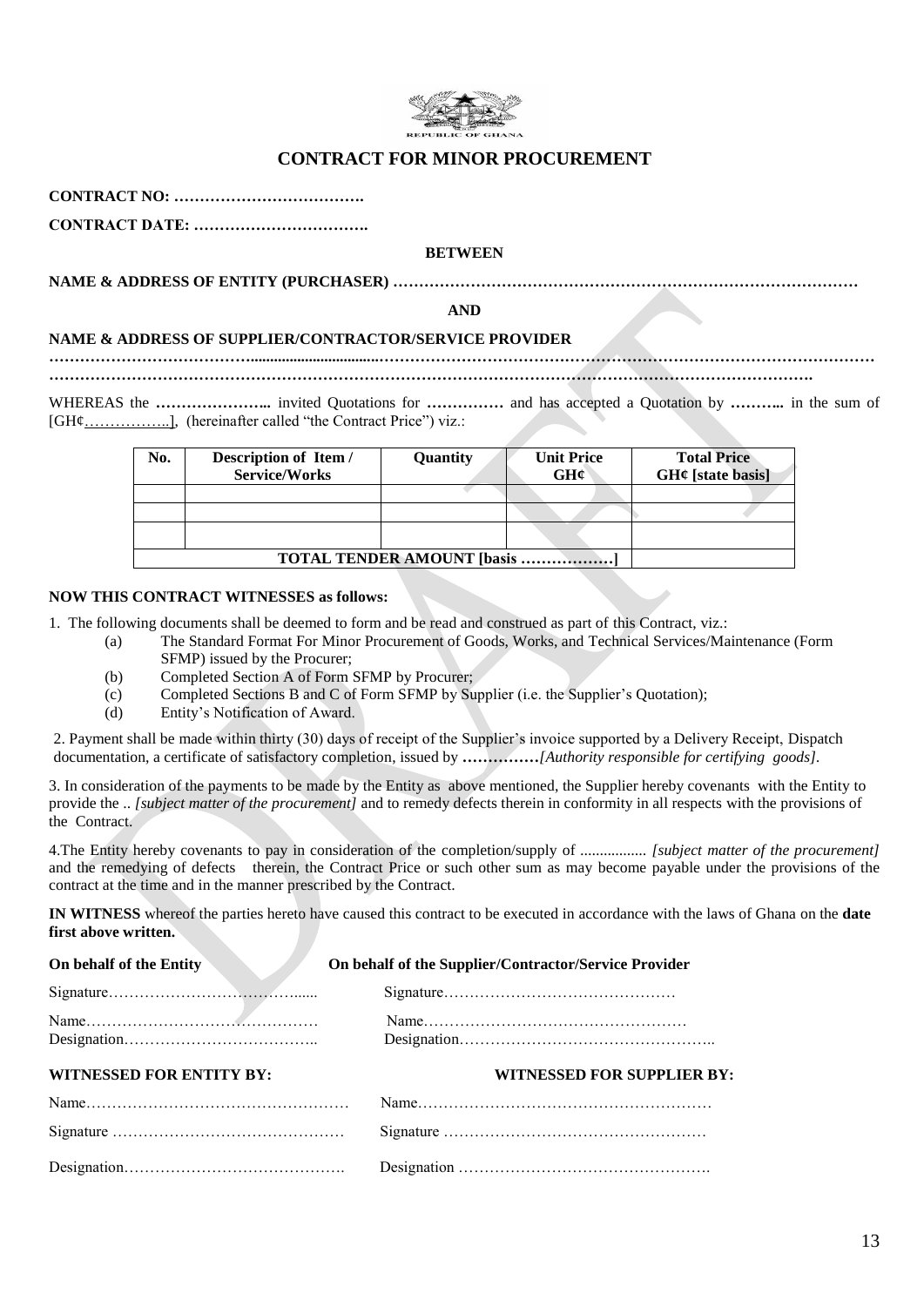REPUBLIC OF GHANA

# CONTRACT FOR MINOR PROCUREMENT

**CONTRACT NO: ……………………………….**

**CONTRACT DATE: …………………………….**

**BETWEEN**

**NAME & ADDRESS OF ENTITY (PURCHASER) ……………………………………………………………………………**

**AND**

**NAME & ADDRESS OF SUPPLIER/CONTRACTOR/SERVICE PROVIDER**

**……………………………….................................……………………………………………………………………………**

**……………………………………………………………………………………………………………………………….**

WHEREAS the **…………………..** invited Quotations for **……………** and has accepted a Quotation by **………..** in the sum of [GH¢……………..], (hereinafter called "the Contract Price") viz.:

| No. | Description of Item / Service/Works | Quantity | Unit Price GH¢ | Total Price GH¢ [state basis] |
|---|---|---|---|---|
| | | | | |
| | | | | |
| | | | | |
| **TOTAL TENDER AMOUNT [basis ………………]** | | | | |

**NOW THIS CONTRACT WITNESSES as follows:**

1. The following documents shall be deemed to form and be read and construed as part of this Contract, viz.:
   - (a) The Standard Format For Minor Procurement of Goods, Works, and Technical Services/Maintenance (Form SFMP) issued by the Procurer;
   - (b) Completed Section A of Form SFMP by Procurer;
   - (c) Completed Sections B and C of Form SFMP by Supplier (i.e. the Supplier's Quotation);
   - (d) Entity's Notification of Award.

2. Payment shall be made within thirty (30) days of receipt of the Supplier's invoice supported by a Delivery Receipt, Dispatch documentation, a certificate of satisfactory completion, issued by **……………***[Authority responsible for certifying goods]*.

3. In consideration of the payments to be made by the Entity as above mentioned, the Supplier hereby covenants with the Entity to provide the .. *[subject matter of the procurement]* and to remedy defects therein in conformity in all respects with the provisions of the Contract.

4.The Entity hereby covenants to pay in consideration of the completion/supply of ................. *[subject matter of the procurement]* and the remedying of defects therein, the Contract Price or such other sum as may become payable under the provisions of the contract at the time and in the manner prescribed by the Contract.

**IN WITNESS** whereof the parties hereto have caused this contract to be executed in accordance with the laws of Ghana on the **date first above written.**

**On behalf of the Entity** | **On behalf of the Supplier/Contractor/Service Provider**

Signature…………………………………..... | Signature………………………………………

Name……………………………………… | Name……………………………………………

Designation……………………………….. | Designation…………………………………………..

**WITNESSED FOR ENTITY BY:** | **WITNESSED FOR SUPPLIER BY:**

Name…………………………………………… | Name…………………………………………………

Signature ……………………………………… | Signature ……………………………………………

Designation……………………………………. | Designation ………………………………………….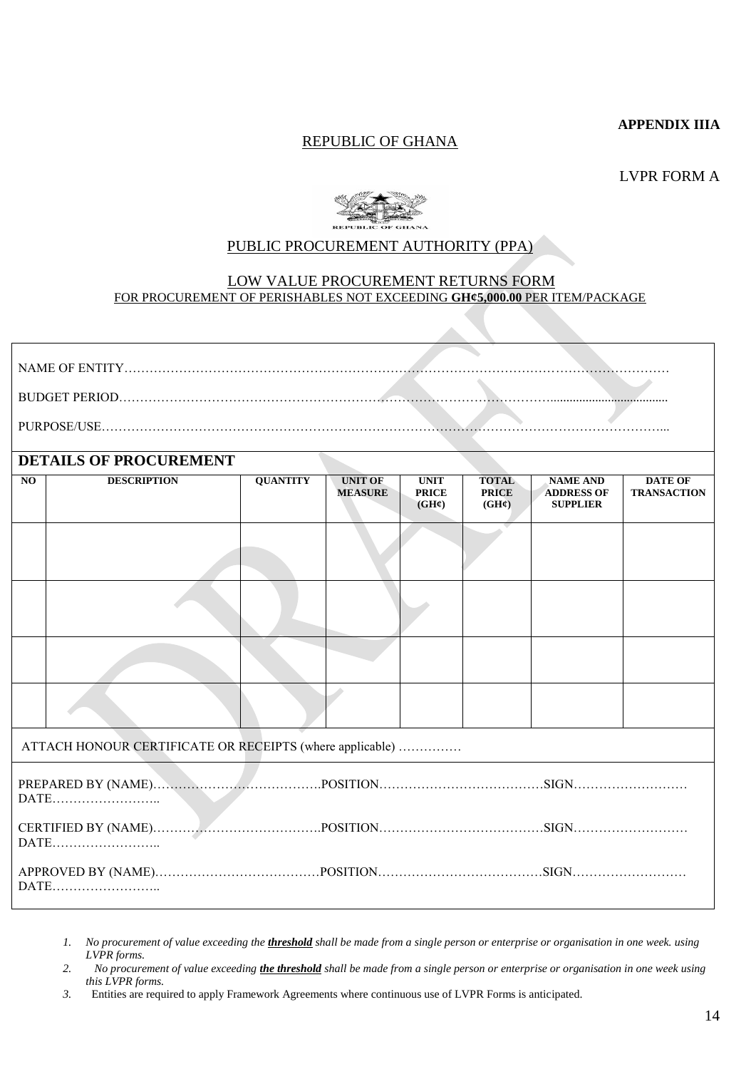**APPENDIX IIIA**

REPUBLIC OF GHANA

LVPR FORM A

REPUBLIC OF GHANA

PUBLIC PROCUREMENT AUTHORITY (PPA)

LOW VALUE PROCUREMENT RETURNS FORM

FOR PROCUREMENT OF PERISHABLES NOT EXCEEDING **GH¢5,000.00** PER ITEM/PACKAGE

NAME OF ENTITY……………………………………………………………………………………………………………

BUDGET PERIOD…………………………………………………………………………………………………………

PURPOSE/USE……………………………………………………………………………………………………………...

**DETAILS OF PROCUREMENT**

| NO | DESCRIPTION | QUANTITY | UNIT OF MEASURE | UNIT PRICE (GH¢) | TOTAL PRICE (GH¢) | NAME AND ADDRESS OF SUPPLIER | DATE OF TRANSACTION |
|---|---|---|---|---|---|---|---|
| | | | | | | | |
| | | | | | | | |
| | | | | | | | |
| | | | | | | | |

ATTACH HONOUR CERTIFICATE OR RECEIPTS (where applicable) ……………

PREPARED BY (NAME)………………………………….POSITION…………………………………SIGN……………………… DATE……………………..

CERTIFIED BY (NAME)………………………………….POSITION…………………………………SIGN……………………… DATE……………………..

APPROVED BY (NAME)…………………………………POSITION…………………………………SIGN……………………… DATE……………………..

1. *No procurement of value exceeding the* ***threshold*** *shall be made from a single person or enterprise or organisation in one week. using LVPR forms.*
2. *No procurement of value exceeding* ***the threshold*** *shall be made from a single person or enterprise or organisation in one week using this LVPR forms.*
3. Entities are required to apply Framework Agreements where continuous use of LVPR Forms is anticipated.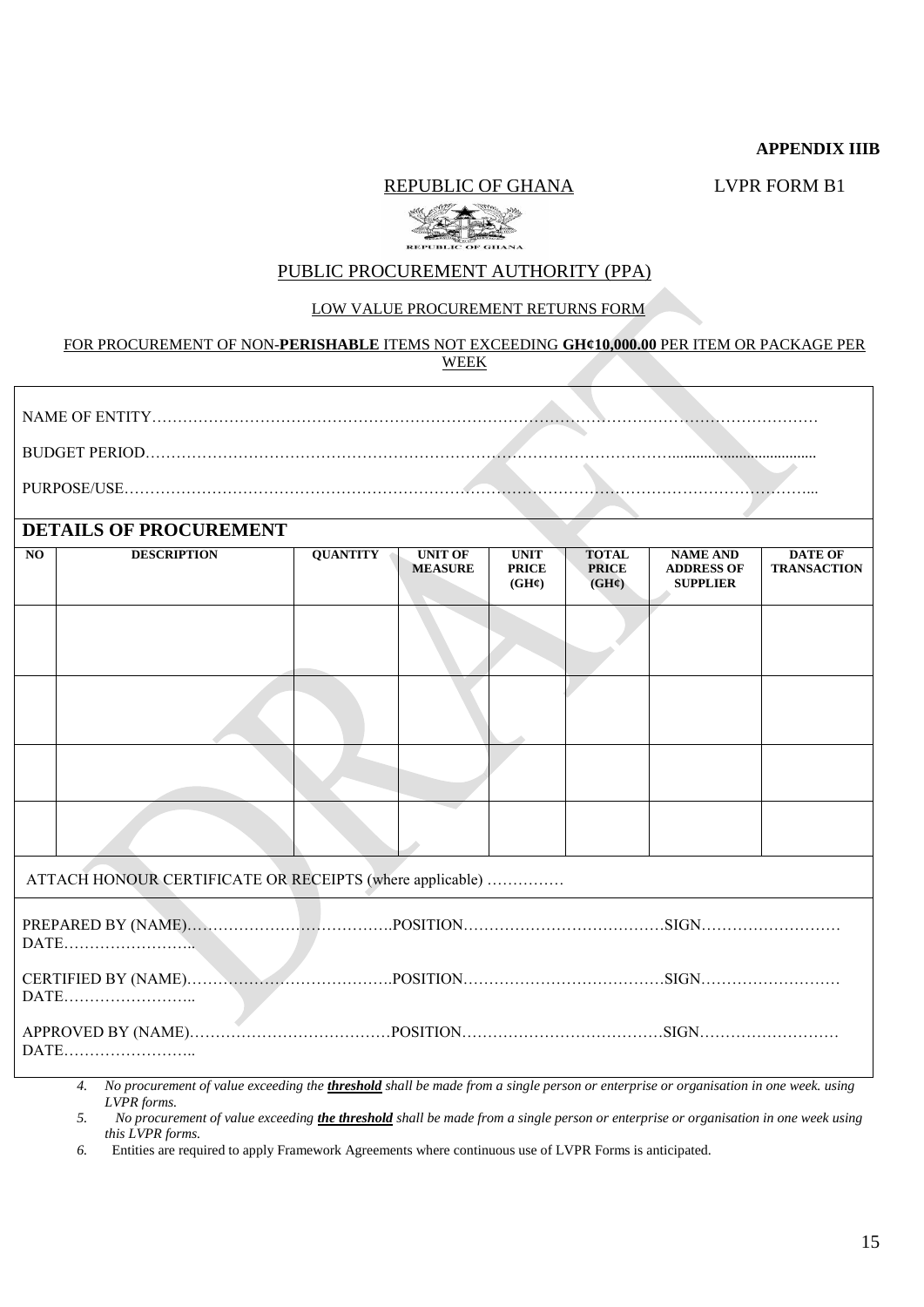**APPENDIX IIIB**

REPUBLIC OF GHANA LVPR FORM B1

PUBLIC PROCUREMENT AUTHORITY (PPA)

LOW VALUE PROCUREMENT RETURNS FORM

FOR PROCUREMENT OF NON-**PERISHABLE** ITEMS NOT EXCEEDING **GH¢10,000.00** PER ITEM OR PACKAGE PER WEEK

NAME OF ENTITY……………………………………………………………………………………………………………

BUDGET PERIOD……………………………………………………………………………………………….................................

PURPOSE/USE……………………………………………………………………………………………………………...

## DETAILS OF PROCUREMENT

| NO | DESCRIPTION | QUANTITY | UNIT OF MEASURE | UNIT PRICE (GH¢) | TOTAL PRICE (GH¢) | NAME AND ADDRESS OF SUPPLIER | DATE OF TRANSACTION |
|---|---|---|---|---|---|---|---|
| | | | | | | | |
| | | | | | | | |
| | | | | | | | |
| | | | | | | | |

ATTACH HONOUR CERTIFICATE OR RECEIPTS (where applicable) ……………

PREPARED BY (NAME)………………………………….POSITION…………………………………SIGN……………………… DATE……………………..

CERTIFIED BY (NAME)………………………………….POSITION…………………………………SIGN……………………… DATE……………………..

APPROVED BY (NAME)…………………………………POSITION…………………………………SIGN……………………… DATE……………………..

4. *No procurement of value exceeding the **threshold** shall be made from a single person or enterprise or organisation in one week. using LVPR forms.*
5. *No procurement of value exceeding **the threshold** shall be made from a single person or enterprise or organisation in one week using this LVPR forms.*
6. Entities are required to apply Framework Agreements where continuous use of LVPR Forms is anticipated.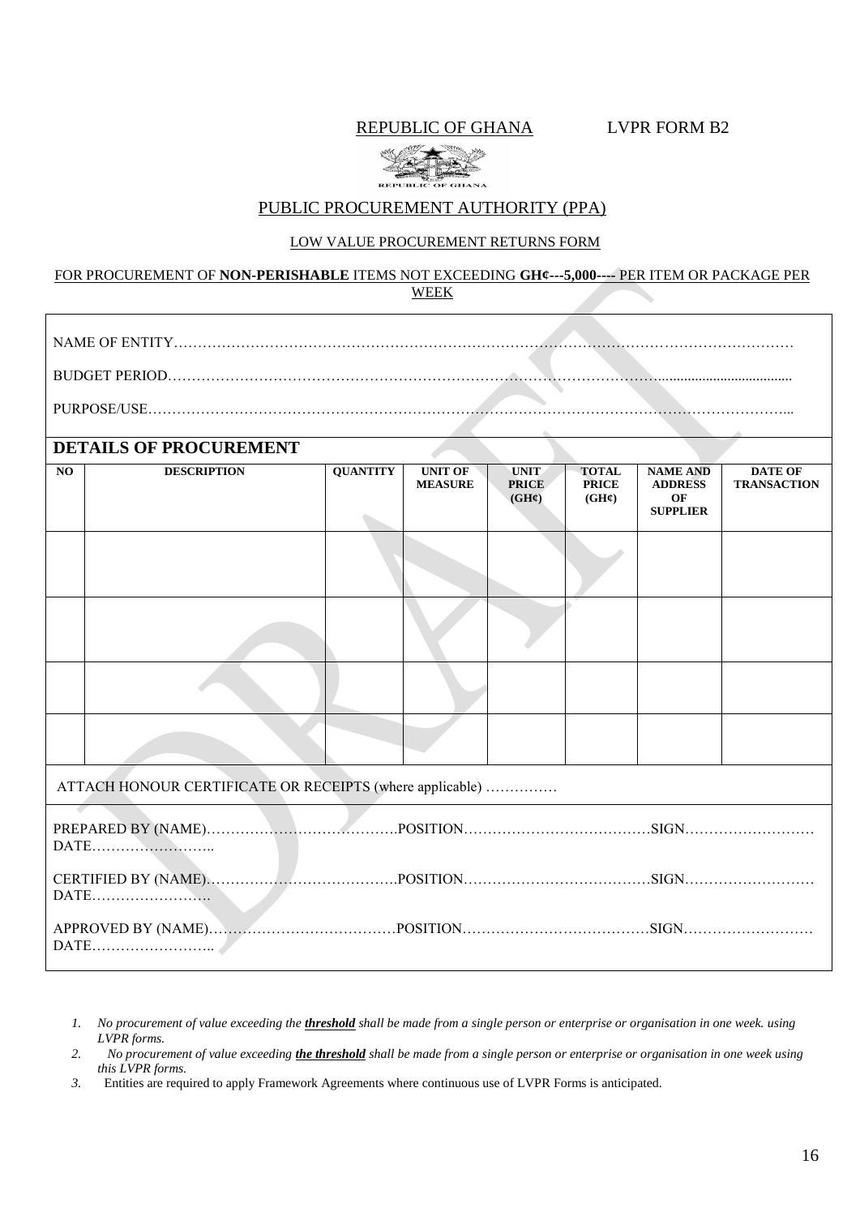REPUBLIC OF GHANA LVPR FORM B2

REPUBLIC OF GHANA

PUBLIC PROCUREMENT AUTHORITY (PPA)

LOW VALUE PROCUREMENT RETURNS FORM

FOR PROCUREMENT OF **NON-PERISHABLE** ITEMS NOT EXCEEDING **GH¢---5,000----** PER ITEM OR PACKAGE PER WEEK

NAME OF ENTITY…………………………………………………………………………………………………………………

BUDGET PERIOD……………………………………………………………………………………………..................................

PURPOSE/USE…………………………………………………………………………………………………………………...

## DETAILS OF PROCUREMENT

| NO | DESCRIPTION | QUANTITY | UNIT OF MEASURE | UNIT PRICE (GH¢) | TOTAL PRICE (GH¢) | NAME AND ADDRESS OF SUPPLIER | DATE OF TRANSACTION |
|---|---|---|---|---|---|---|---|
| | | | | | | | |
| | | | | | | | |
| | | | | | | | |
| | | | | | | | |

ATTACH HONOUR CERTIFICATE OR RECEIPTS (where applicable) ……………

PREPARED BY (NAME)………………………………….POSITION…………………………………SIGN……………………… DATE……………………..

CERTIFIED BY (NAME)………………………………….POSITION…………………………………SIGN……………………… DATE…………………….

APPROVED BY (NAME)…………………………………POSITION…………………………………SIGN……………………… DATE……………………..

1. *No procurement of value exceeding the* ***threshold*** *shall be made from a single person or enterprise or organisation in one week. using LVPR forms.*
2. *No procurement of value exceeding* ***the threshold*** *shall be made from a single person or enterprise or organisation in one week using this LVPR forms.*
3. Entities are required to apply Framework Agreements where continuous use of LVPR Forms is anticipated.